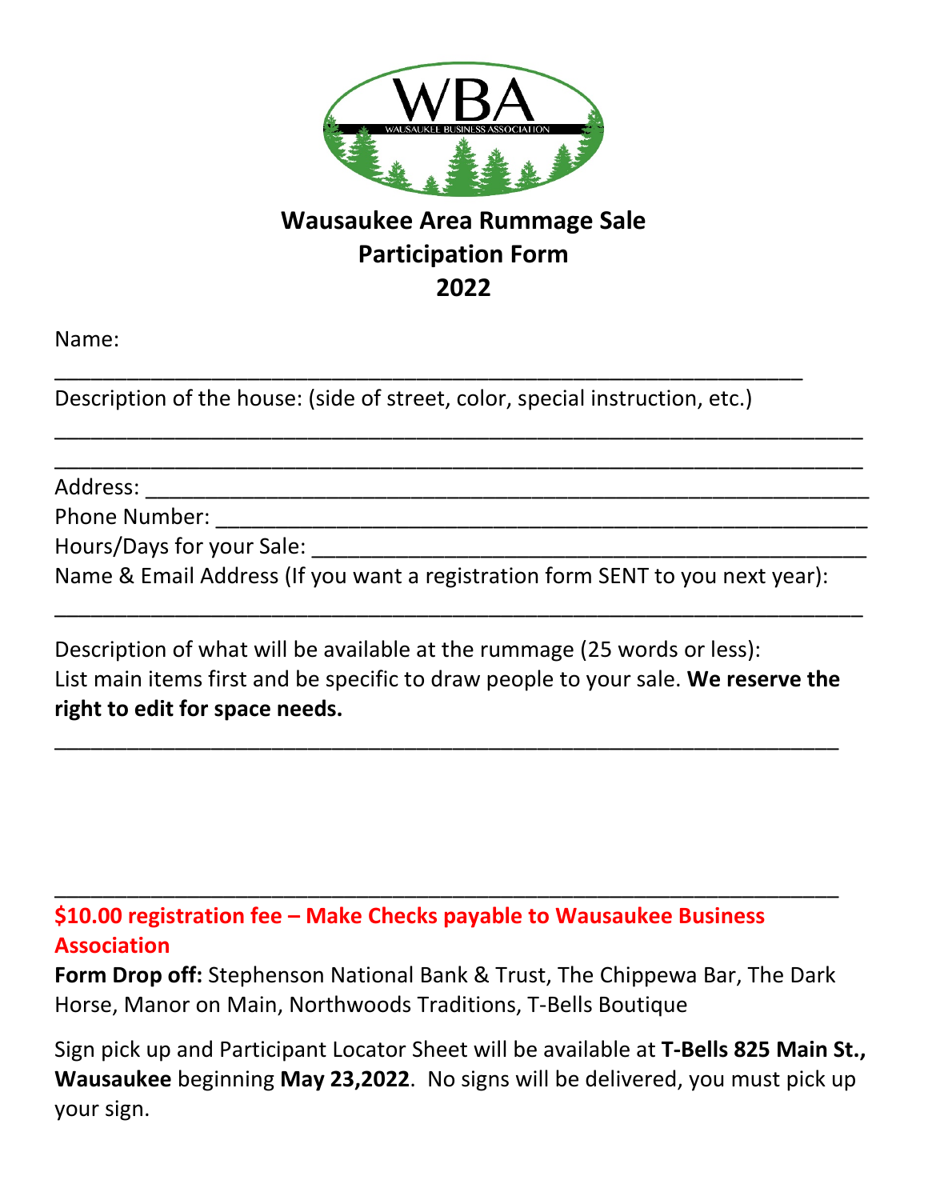WBA
WAUSAUKEE BUSINESS ASSOCIATION

# Wausaukee Area Rummage Sale Participation Form 2022

Name:

_______________________________________________________________

Description of the house: (side of street, color, special instruction, etc.)

_______________________________________________________________

_______________________________________________________________

Address: _______________________________________________________

Phone Number: ___________________________________________________

Hours/Days for your Sale: _________________________________________

Name & Email Address (If you want a registration form SENT to you next year):

_______________________________________________________________

Description of what will be available at the rummage (25 words or less):
List main items first and be specific to draw people to your sale. **We reserve the right to edit for space needs.**

_______________________________________________________________

_______________________________________________________________

**$10.00 registration fee – Make Checks payable to Wausaukee Business Association**

**Form Drop off:** Stephenson National Bank & Trust, The Chippewa Bar, The Dark Horse, Manor on Main, Northwoods Traditions, T-Bells Boutique

Sign pick up and Participant Locator Sheet will be available at **T-Bells 825 Main St., Wausaukee** beginning **May 23,2022**. No signs will be delivered, you must pick up your sign.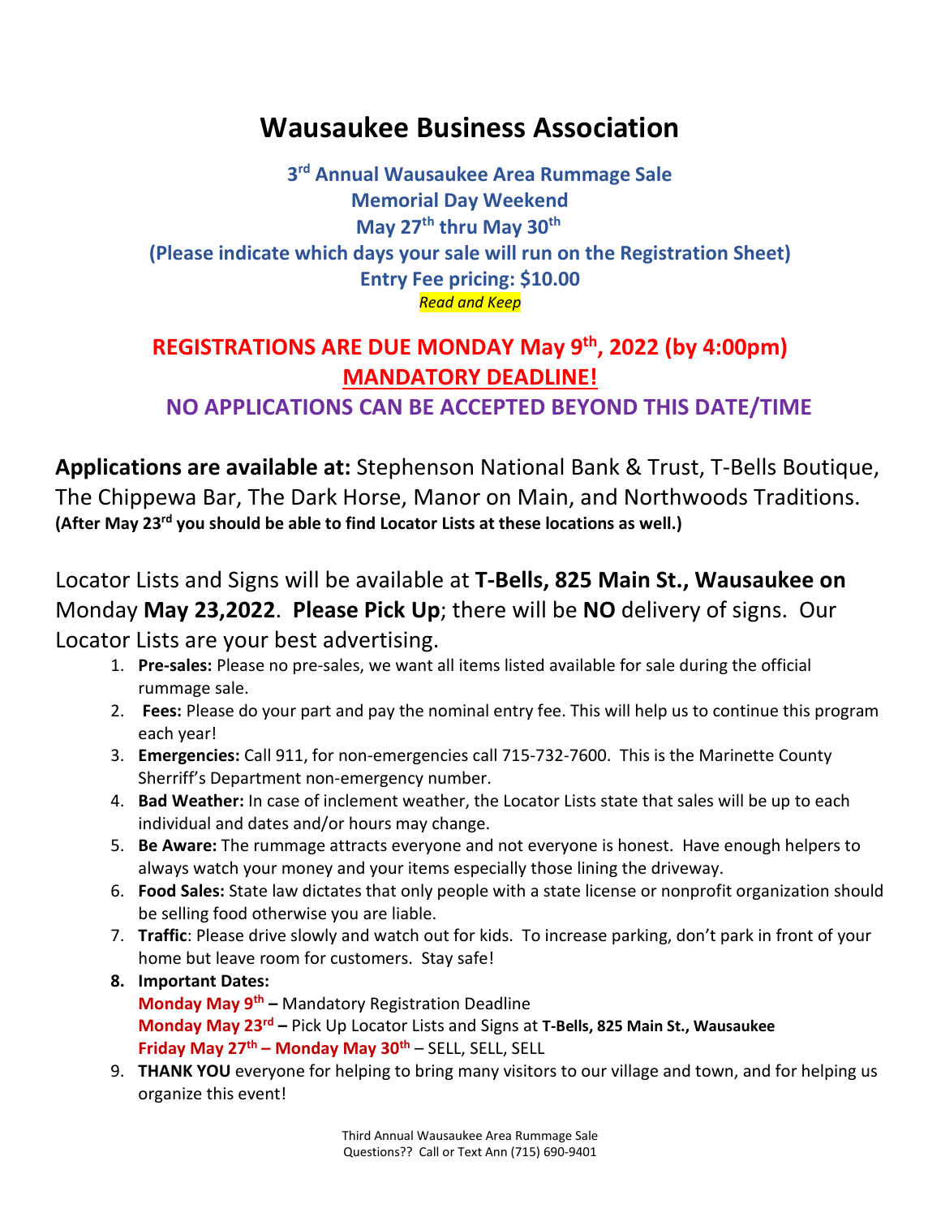# Wausaukee Business Association

**3rd Annual Wausaukee Area Rummage Sale**
**Memorial Day Weekend**
**May 27th thru May 30th**
**(Please indicate which days your sale will run on the Registration Sheet)**
**Entry Fee pricing: $10.00**
*Read and Keep*

## REGISTRATIONS ARE DUE MONDAY May 9th, 2022 (by 4:00pm)
## MANDATORY DEADLINE!
## NO APPLICATIONS CAN BE ACCEPTED BEYOND THIS DATE/TIME

**Applications are available at:** Stephenson National Bank & Trust, T-Bells Boutique, The Chippewa Bar, The Dark Horse, Manor on Main, and Northwoods Traditions.
**(After May 23rd you should be able to find Locator Lists at these locations as well.)**

Locator Lists and Signs will be available at **T-Bells, 825 Main St., Wausaukee on** Monday **May 23,2022**. **Please Pick Up**; there will be **NO** delivery of signs. Our Locator Lists are your best advertising.

1. **Pre-sales:** Please no pre-sales, we want all items listed available for sale during the official rummage sale.
2. **Fees:** Please do your part and pay the nominal entry fee. This will help us to continue this program each year!
3. **Emergencies:** Call 911, for non-emergencies call 715-732-7600. This is the Marinette County Sherriff's Department non-emergency number.
4. **Bad Weather:** In case of inclement weather, the Locator Lists state that sales will be up to each individual and dates and/or hours may change.
5. **Be Aware:** The rummage attracts everyone and not everyone is honest. Have enough helpers to always watch your money and your items especially those lining the driveway.
6. **Food Sales:** State law dictates that only people with a state license or nonprofit organization should be selling food otherwise you are liable.
7. **Traffic**: Please drive slowly and watch out for kids. To increase parking, don't park in front of your home but leave room for customers. Stay safe!
8. **Important Dates:**
   **Monday May 9th –** Mandatory Registration Deadline
   **Monday May 23rd –** Pick Up Locator Lists and Signs at **T-Bells, 825 Main St., Wausaukee**
   **Friday May 27th – Monday May 30th** – SELL, SELL, SELL
9. **THANK YOU** everyone for helping to bring many visitors to our village and town, and for helping us organize this event!

Third Annual Wausaukee Area Rummage Sale
Questions?? Call or Text Ann (715) 690-9401